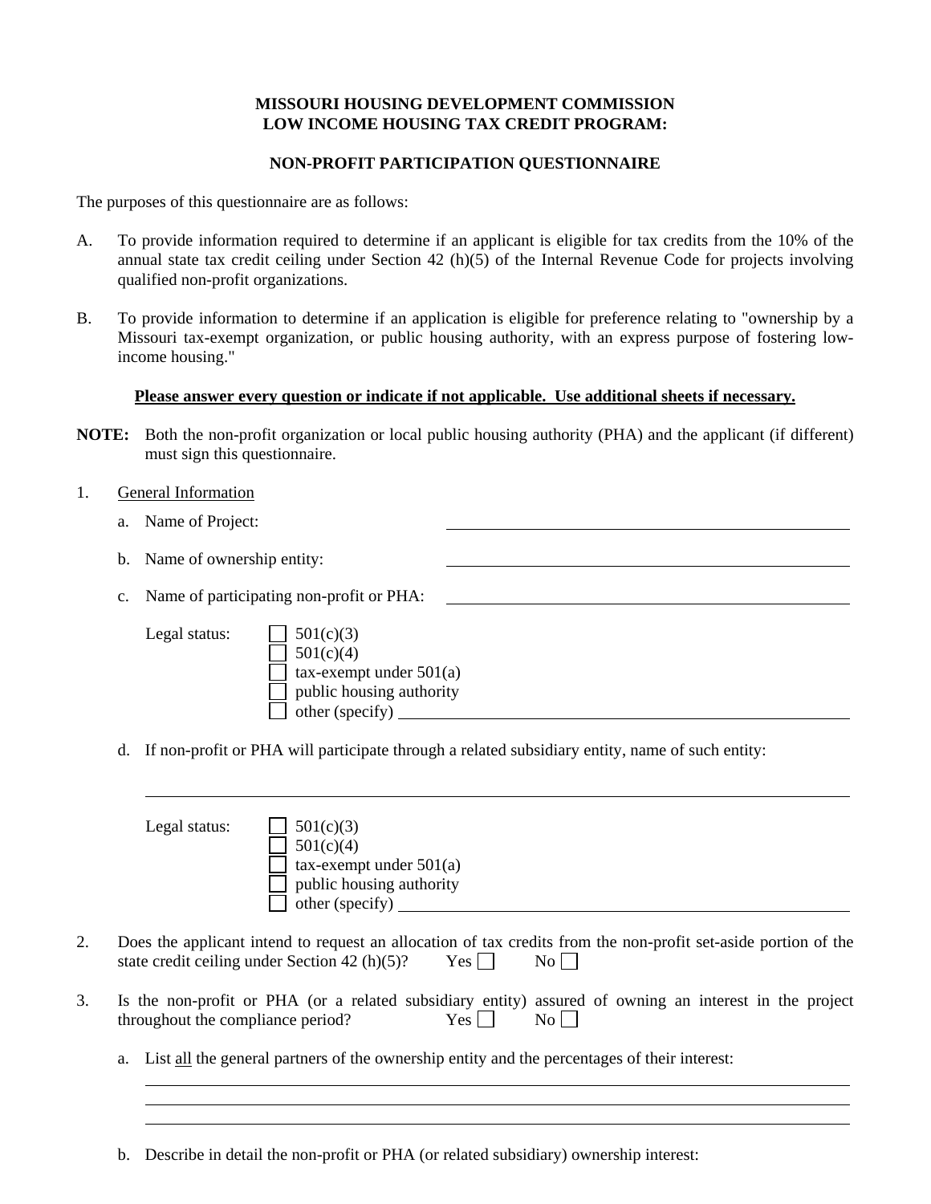**MISSOURI HOUSING DEVELOPMENT COMMISSION**
**LOW INCOME HOUSING TAX CREDIT PROGRAM:**

**NON-PROFIT PARTICIPATION QUESTIONNAIRE**

The purposes of this questionnaire are as follows:

A. To provide information required to determine if an applicant is eligible for tax credits from the 10% of the annual state tax credit ceiling under Section 42 (h)(5) of the Internal Revenue Code for projects involving qualified non-profit organizations.

B. To provide information to determine if an application is eligible for preference relating to "ownership by a Missouri tax-exempt organization, or public housing authority, with an express purpose of fostering low-income housing."

**Please answer every question or indicate if not applicable. Use additional sheets if necessary.**

**NOTE:** Both the non-profit organization or local public housing authority (PHA) and the applicant (if different) must sign this questionnaire.

1. General Information

   a. Name of Project: ______________________________

   b. Name of ownership entity: ______________________________

   c. Name of participating non-profit or PHA: ______________________________

   Legal status:
   - ☐ 501(c)(3)
   - ☐ 501(c)(4)
   - ☐ tax-exempt under 501(a)
   - ☐ public housing authority
   - ☐ other (specify) ______________________________

   d. If non-profit or PHA will participate through a related subsidiary entity, name of such entity:

   ______________________________

   Legal status:
   - ☐ 501(c)(3)
   - ☐ 501(c)(4)
   - ☐ tax-exempt under 501(a)
   - ☐ public housing authority
   - ☐ other (specify) ______________________________

2. Does the applicant intend to request an allocation of tax credits from the non-profit set-aside portion of the state credit ceiling under Section 42 (h)(5)? Yes ☐ No ☐

3. Is the non-profit or PHA (or a related subsidiary entity) assured of owning an interest in the project throughout the compliance period? Yes ☐ No ☐

   a. List all the general partners of the ownership entity and the percentages of their interest:

   ______________________________
   ______________________________
   ______________________________

   b. Describe in detail the non-profit or PHA (or related subsidiary) ownership interest: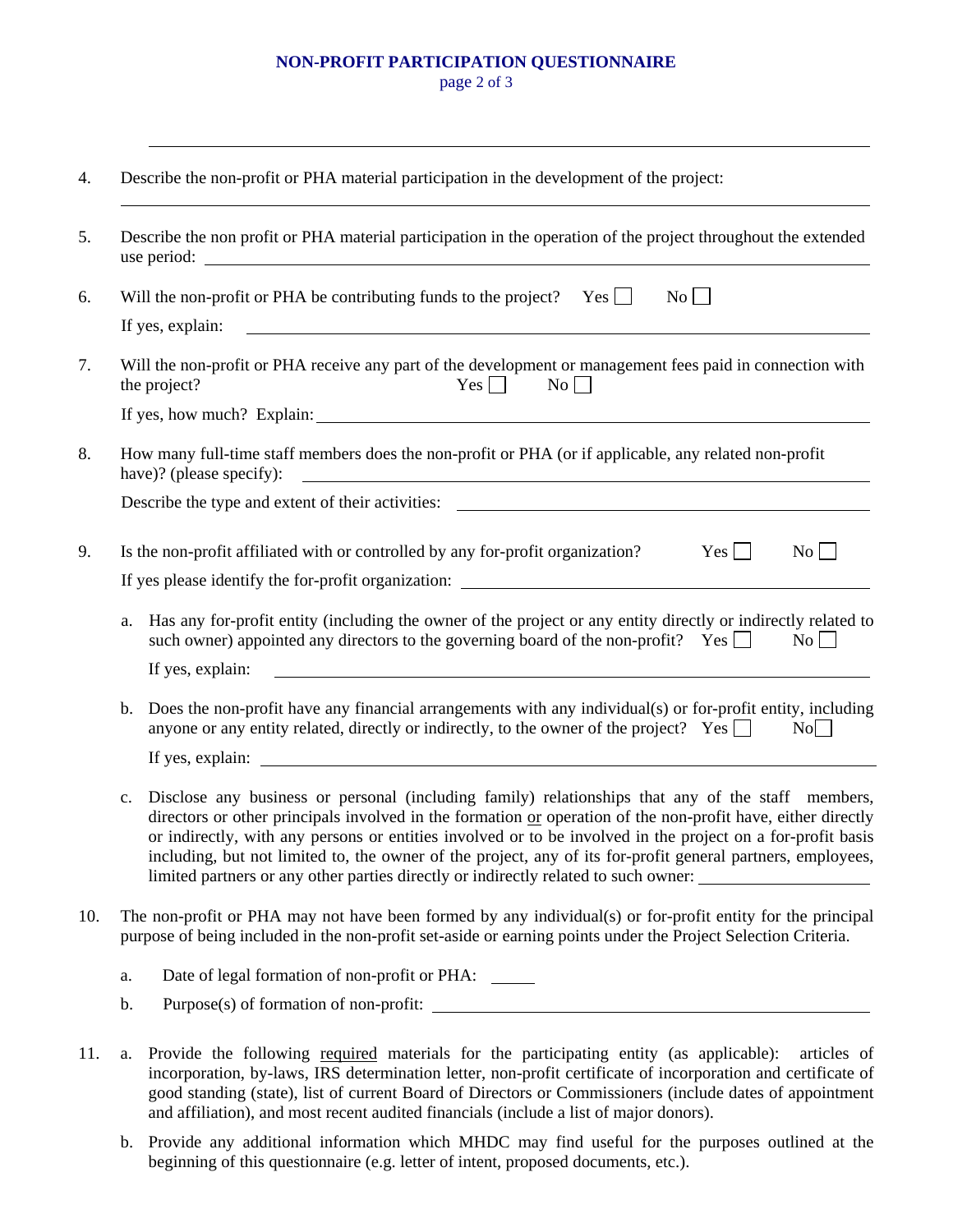## NON-PROFIT PARTICIPATION QUESTIONNAIRE

4. Describe the non-profit or PHA material participation in the development of the project:

5. Describe the non profit or PHA material participation in the operation of the project throughout the extended use period:

6. Will the non-profit or PHA be contributing funds to the project? Yes ☐ No ☐

   If yes, explain:

7. Will the non-profit or PHA receive any part of the development or management fees paid in connection with the project? Yes ☐ No ☐

   If yes, how much? Explain:

8. How many full-time staff members does the non-profit or PHA (or if applicable, any related non-profit have)? (please specify):

   Describe the type and extent of their activities:

9. Is the non-profit affiliated with or controlled by any for-profit organization? Yes ☐ No ☐

   If yes please identify the for-profit organization:

   a. Has any for-profit entity (including the owner of the project or any entity directly or indirectly related to such owner) appointed any directors to the governing board of the non-profit? Yes ☐ No ☐

      If yes, explain:

   b. Does the non-profit have any financial arrangements with any individual(s) or for-profit entity, including anyone or any entity related, directly or indirectly, to the owner of the project? Yes ☐ No ☐

      If yes, explain:

   c. Disclose any business or personal (including family) relationships that any of the staff members, directors or other principals involved in the formation <u>or</u> operation of the non-profit have, either directly or indirectly, with any persons or entities involved or to be involved in the project on a for-profit basis including, but not limited to, the owner of the project, any of its for-profit general partners, employees, limited partners or any other parties directly or indirectly related to such owner:

10. The non-profit or PHA may not have been formed by any individual(s) or for-profit entity for the principal purpose of being included in the non-profit set-aside or earning points under the Project Selection Criteria.

    a. Date of legal formation of non-profit or PHA:

    b. Purpose(s) of formation of non-profit:

11. a. Provide the following <u>required</u> materials for the participating entity (as applicable): articles of incorporation, by-laws, IRS determination letter, non-profit certificate of incorporation and certificate of good standing (state), list of current Board of Directors or Commissioners (include dates of appointment and affiliation), and most recent audited financials (include a list of major donors).

    b. Provide any additional information which MHDC may find useful for the purposes outlined at the beginning of this questionnaire (e.g. letter of intent, proposed documents, etc.).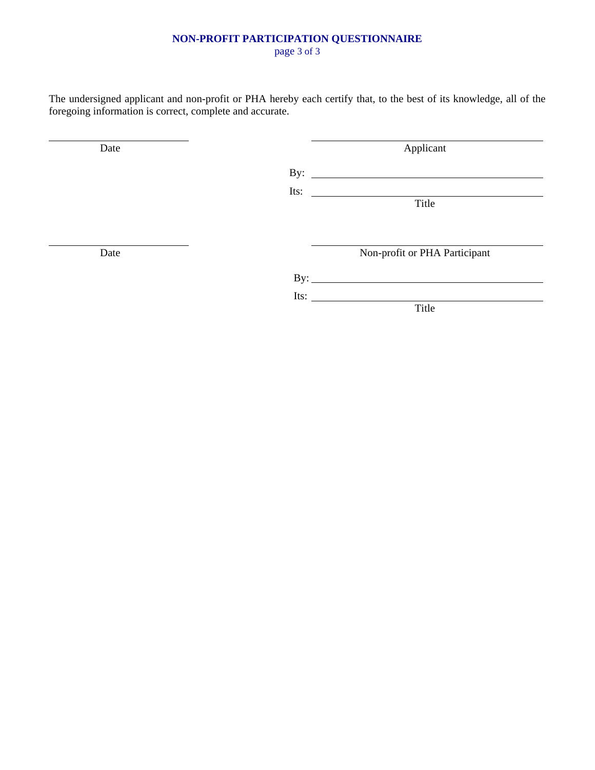# NON-PROFIT PARTICIPATION QUESTIONNAIRE

The undersigned applicant and non-profit or PHA hereby each certify that, to the best of its knowledge, all of the foregoing information is correct, complete and accurate.

| | |
|---|---|
| ______________________ | ______________________ |
| Date | Applicant |
| | By: ______________________ |
| | Its: ______________________ |
| | Title |
| ______________________ | ______________________ |
| Date | Non-profit or PHA Participant |
| | By: ______________________ |
| | Its: ______________________ |
| | Title |